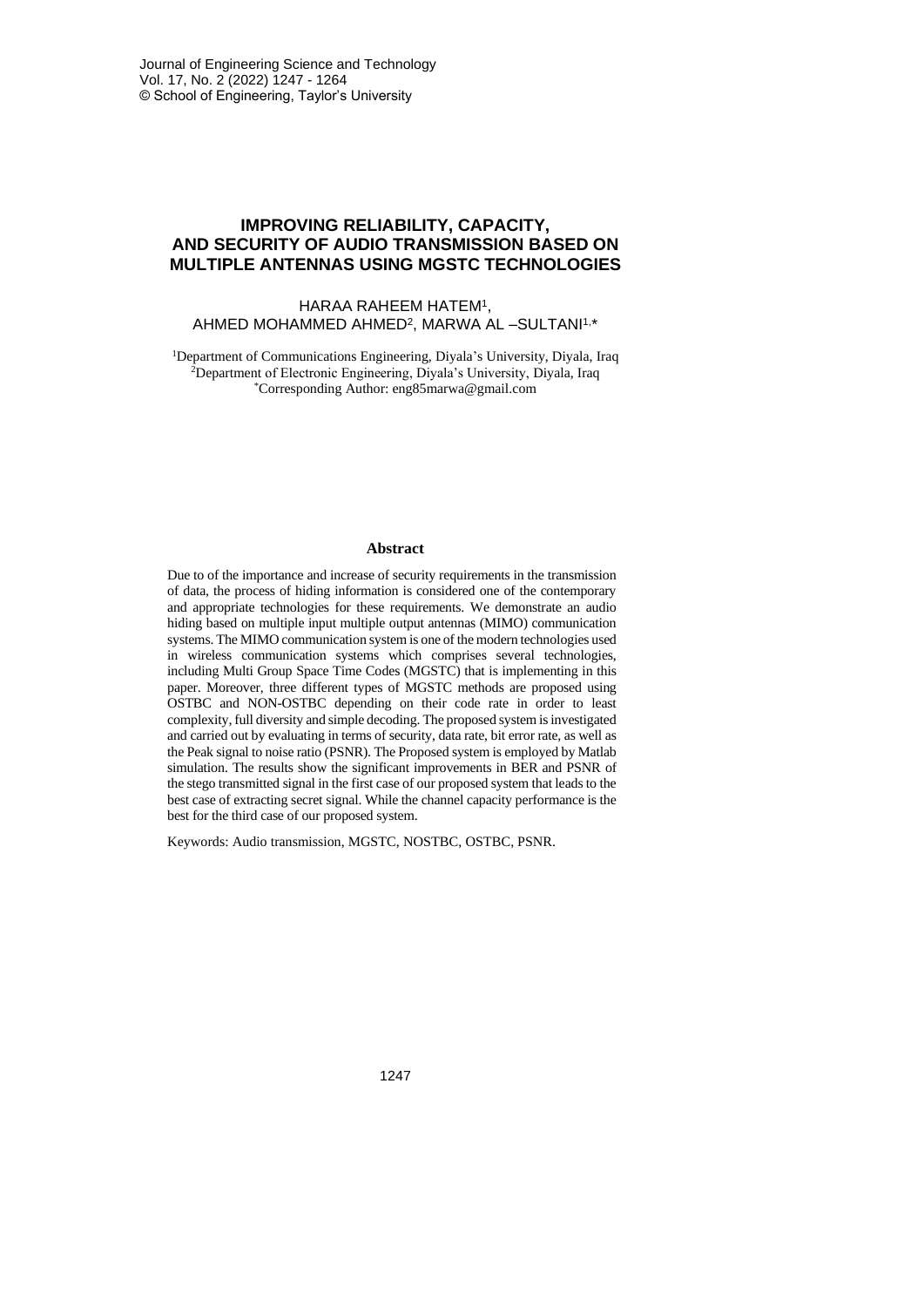# IMPROVING RELIABILITY, CAPACITY, AND SECURITY OF AUDIO TRANSMISSION BASED ON MULTIPLE ANTENNAS USING MGSTC TECHNOLOGIES

HARAA RAHEEM HATEM[1], AHMED MOHAMMED AHMED[2], MARWA AL –SULTANI[1,*]

[1]Department of Communications Engineering, Diyala's University, Diyala, Iraq
[2]Department of Electronic Engineering, Diyala's University, Diyala, Iraq
[*]Corresponding Author: eng85marwa@gmail.com

## Abstract

Due to of the importance and increase of security requirements in the transmission of data, the process of hiding information is considered one of the contemporary and appropriate technologies for these requirements. We demonstrate an audio hiding based on multiple input multiple output antennas (MIMO) communication systems. The MIMO communication system is one of the modern technologies used in wireless communication systems which comprises several technologies, including Multi Group Space Time Codes (MGSTC) that is implementing in this paper. Moreover, three different types of MGSTC methods are proposed using OSTBC and NON-OSTBC depending on their code rate in order to least complexity, full diversity and simple decoding. The proposed system is investigated and carried out by evaluating in terms of security, data rate, bit error rate, as well as the Peak signal to noise ratio (PSNR). The Proposed system is employed by Matlab simulation. The results show the significant improvements in BER and PSNR of the stego transmitted signal in the first case of our proposed system that leads to the best case of extracting secret signal. While the channel capacity performance is the best for the third case of our proposed system.

Keywords: Audio transmission, MGSTC, NOSTBC, OSTBC, PSNR.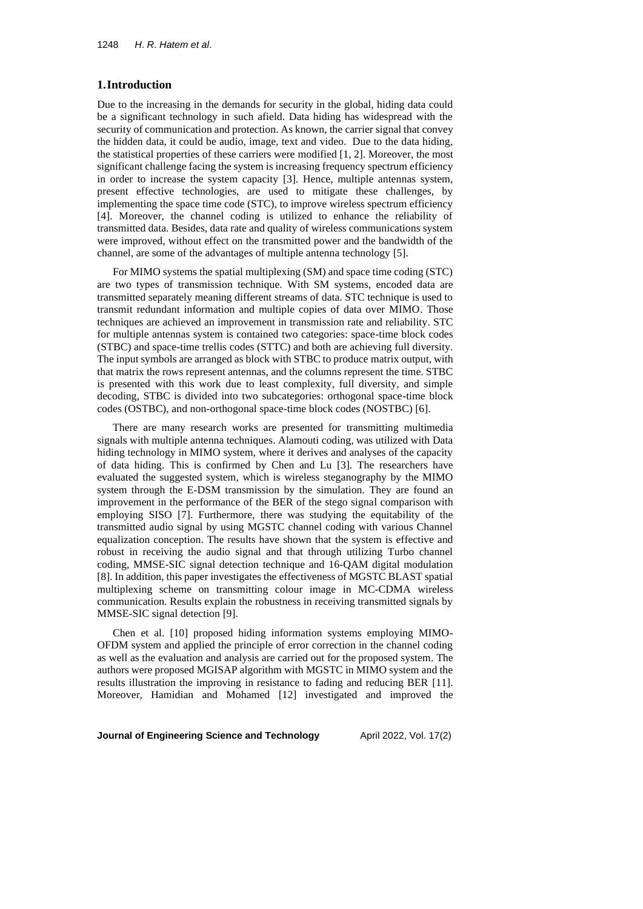## 1. Introduction

Due to the increasing in the demands for security in the global, hiding data could be a significant technology in such afield. Data hiding has widespread with the security of communication and protection. As known, the carrier signal that convey the hidden data, it could be audio, image, text and video. Due to the data hiding, the statistical properties of these carriers were modified [1, 2]. Moreover, the most significant challenge facing the system is increasing frequency spectrum efficiency in order to increase the system capacity [3]. Hence, multiple antennas system, present effective technologies, are used to mitigate these challenges, by implementing the space time code (STC), to improve wireless spectrum efficiency [4]. Moreover, the channel coding is utilized to enhance the reliability of transmitted data. Besides, data rate and quality of wireless communications system were improved, without effect on the transmitted power and the bandwidth of the channel, are some of the advantages of multiple antenna technology [5].

For MIMO systems the spatial multiplexing (SM) and space time coding (STC) are two types of transmission technique. With SM systems, encoded data are transmitted separately meaning different streams of data. STC technique is used to transmit redundant information and multiple copies of data over MIMO. Those techniques are achieved an improvement in transmission rate and reliability. STC for multiple antennas system is contained two categories: space-time block codes (STBC) and space-time trellis codes (STTC) and both are achieving full diversity. The input symbols are arranged as block with STBC to produce matrix output, with that matrix the rows represent antennas, and the columns represent the time. STBC is presented with this work due to least complexity, full diversity, and simple decoding, STBC is divided into two subcategories: orthogonal space-time block codes (OSTBC), and non-orthogonal space-time block codes (NOSTBC) [6].

There are many research works are presented for transmitting multimedia signals with multiple antenna techniques. Alamouti coding, was utilized with Data hiding technology in MIMO system, where it derives and analyses of the capacity of data hiding. This is confirmed by Chen and Lu [3]. The researchers have evaluated the suggested system, which is wireless steganography by the MIMO system through the E-DSM transmission by the simulation. They are found an improvement in the performance of the BER of the stego signal comparison with employing SISO [7]. Furthermore, there was studying the equitability of the transmitted audio signal by using MGSTC channel coding with various Channel equalization conception. The results have shown that the system is effective and robust in receiving the audio signal and that through utilizing Turbo channel coding, MMSE-SIC signal detection technique and 16-QAM digital modulation [8]. In addition, this paper investigates the effectiveness of MGSTC BLAST spatial multiplexing scheme on transmitting colour image in MC-CDMA wireless communication. Results explain the robustness in receiving transmitted signals by MMSE-SIC signal detection [9].

Chen et al. [10] proposed hiding information systems employing MIMO-OFDM system and applied the principle of error correction in the channel coding as well as the evaluation and analysis are carried out for the proposed system. The authors were proposed MGISAP algorithm with MGSTC in MIMO system and the results illustration the improving in resistance to fading and reducing BER [11]. Moreover, Hamidian and Mohamed [12] investigated and improved the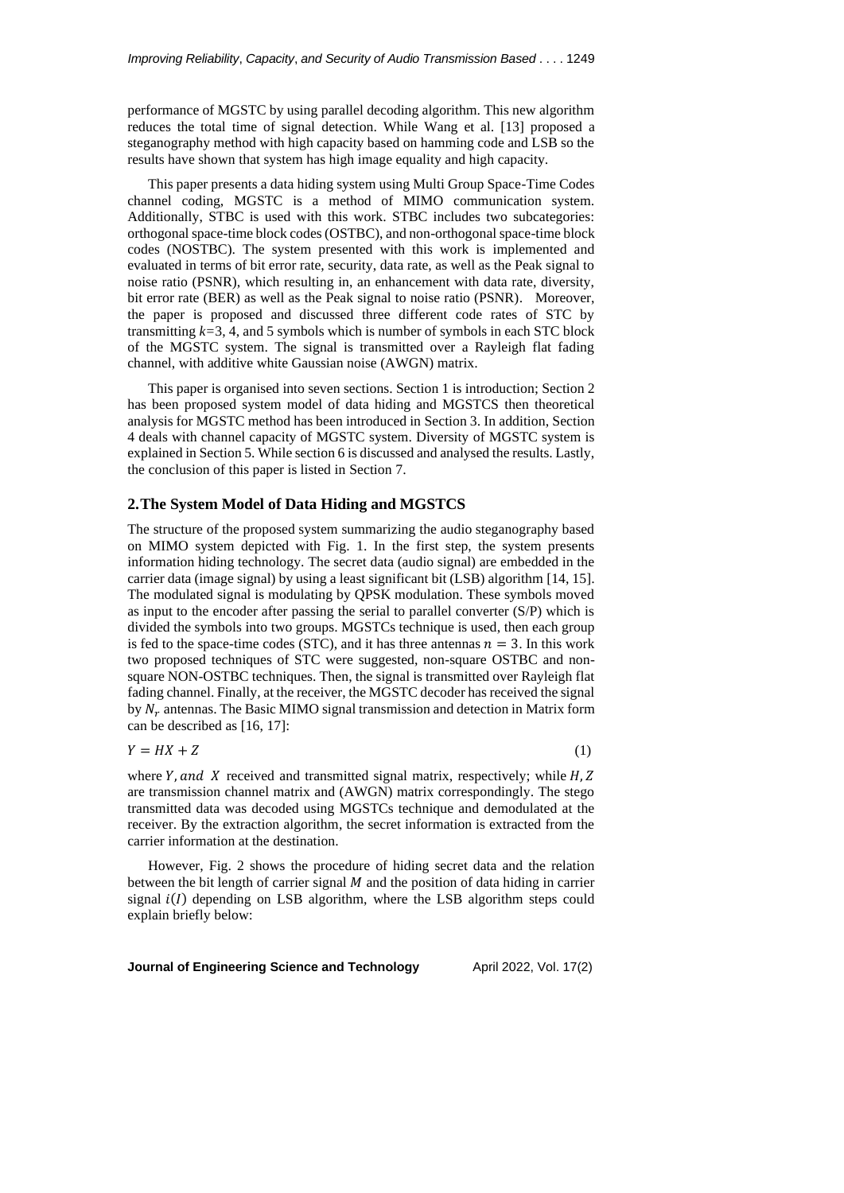performance of MGSTC by using parallel decoding algorithm. This new algorithm reduces the total time of signal detection. While Wang et al. [13] proposed a steganography method with high capacity based on hamming code and LSB so the results have shown that system has high image equality and high capacity.

This paper presents a data hiding system using Multi Group Space-Time Codes channel coding, MGSTC is a method of MIMO communication system. Additionally, STBC is used with this work. STBC includes two subcategories: orthogonal space-time block codes (OSTBC), and non-orthogonal space-time block codes (NOSTBC). The system presented with this work is implemented and evaluated in terms of bit error rate, security, data rate, as well as the Peak signal to noise ratio (PSNR), which resulting in, an enhancement with data rate, diversity, bit error rate (BER) as well as the Peak signal to noise ratio (PSNR). Moreover, the paper is proposed and discussed three different code rates of STC by transmitting $k$=3, 4, and 5 symbols which is number of symbols in each STC block of the MGSTC system. The signal is transmitted over a Rayleigh flat fading channel, with additive white Gaussian noise (AWGN) matrix.

This paper is organised into seven sections. Section 1 is introduction; Section 2 has been proposed system model of data hiding and MGSTCS then theoretical analysis for MGSTC method has been introduced in Section 3. In addition, Section 4 deals with channel capacity of MGSTC system. Diversity of MGSTC system is explained in Section 5. While section 6 is discussed and analysed the results. Lastly, the conclusion of this paper is listed in Section 7.

## 2. The System Model of Data Hiding and MGSTCS

The structure of the proposed system summarizing the audio steganography based on MIMO system depicted with Fig. 1. In the first step, the system presents information hiding technology. The secret data (audio signal) are embedded in the carrier data (image signal) by using a least significant bit (LSB) algorithm [14, 15]. The modulated signal is modulating by QPSK modulation. These symbols moved as input to the encoder after passing the serial to parallel converter (S/P) which is divided the symbols into two groups. MGSTCs technique is used, then each group is fed to the space-time codes (STC), and it has three antennas $n = 3$. In this work two proposed techniques of STC were suggested, non-square OSTBC and non-square NON-OSTBC techniques. Then, the signal is transmitted over Rayleigh flat fading channel. Finally, at the receiver, the MGSTC decoder has received the signal by $N_r$ antennas. The Basic MIMO signal transmission and detection in Matrix form can be described as [16, 17]:

$$Y = HX + Z \tag{1}$$

where $Y, and\ X$ received and transmitted signal matrix, respectively; while $H, Z$ are transmission channel matrix and (AWGN) matrix correspondingly. The stego transmitted data was decoded using MGSTCs technique and demodulated at the receiver. By the extraction algorithm, the secret information is extracted from the carrier information at the destination.

However, Fig. 2 shows the procedure of hiding secret data and the relation between the bit length of carrier signal $M$ and the position of data hiding in carrier signal $i(I)$ depending on LSB algorithm, where the LSB algorithm steps could explain briefly below: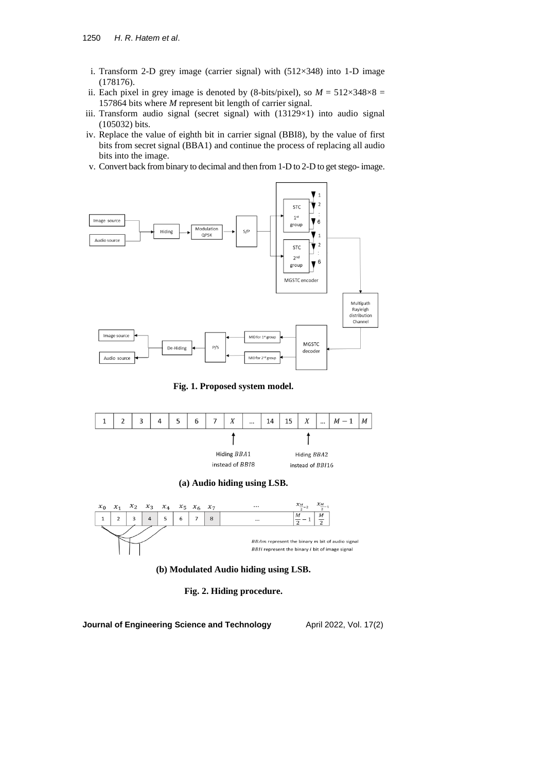i. Transform 2-D grey image (carrier signal) with (512×348) into 1-D image (178176).
ii. Each pixel in grey image is denoted by (8-bits/pixel), so $M = 512 \times 348 \times 8 = 157864$ bits where $M$ represent bit length of carrier signal.
iii. Transform audio signal (secret signal) with (13129×1) into audio signal (105032) bits.
iv. Replace the value of eighth bit in carrier signal (BBI8), by the value of first bits from secret signal (BBA1) and continue the process of replacing all audio bits into the image.
v. Convert back from binary to decimal and then from 1-D to 2-D to get stego- image.

Image source
Audio source
Hiding
Modulation QPSK
S/P
STC 1st group
STC 2nd group
1
2
6
MGSTC encoder
Multipath Rayleigh distribution Channel
MGSTC decoder
MID for 1st group
MID for 2nd group
P/S
De-Hiding
Image source
Audio source

**Fig. 1. Proposed system model.**

1 2 3 4 5 6 7 $X$ ... 14 15 $X$ ... $M-1$ $M$

Hiding $BBA1$ instead of $BBI8$

Hiding $BBA2$ instead of $BBI16$

**(a) Audio hiding using LSB.**

$x_0$ $x_1$ $x_2$ $x_3$ $x_4$ $x_5$ $x_6$ $x_7$ ... $x_{\frac{M}{2}-2}$ $x_{\frac{M}{2}-1}$

1 2 3 4 5 6 7 8 ... $\frac{M}{2}-1$ $\frac{M}{2}$

$BBAm$ represent the binary $m$ bit of audio signal

$BBIi$ represent the binary $i$ bit of image signal

**(b) Modulated Audio hiding using LSB.**

**Fig. 2. Hiding procedure.**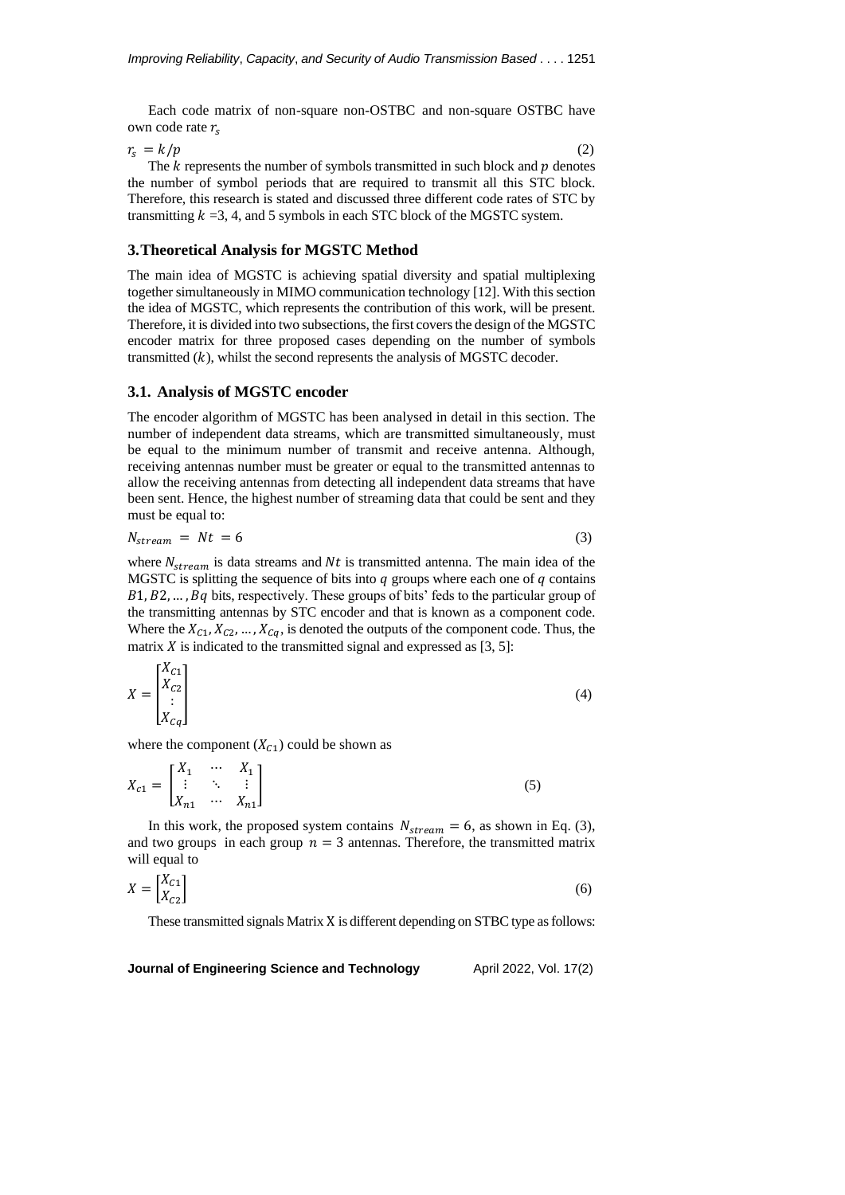Each code matrix of non-square non-OSTBC and non-square OSTBC have own code rate $r_s$

$$r_s = k/p \tag{2}$$

The $k$ represents the number of symbols transmitted in such block and $p$ denotes the number of symbol periods that are required to transmit all this STC block. Therefore, this research is stated and discussed three different code rates of STC by transmitting $k$ =3, 4, and 5 symbols in each STC block of the MGSTC system.

## 3. Theoretical Analysis for MGSTC Method

The main idea of MGSTC is achieving spatial diversity and spatial multiplexing together simultaneously in MIMO communication technology [12]. With this section the idea of MGSTC, which represents the contribution of this work, will be present. Therefore, it is divided into two subsections, the first covers the design of the MGSTC encoder matrix for three proposed cases depending on the number of symbols transmitted ($k$), whilst the second represents the analysis of MGSTC decoder.

### 3.1. Analysis of MGSTC encoder

The encoder algorithm of MGSTC has been analysed in detail in this section. The number of independent data streams, which are transmitted simultaneously, must be equal to the minimum number of transmit and receive antenna. Although, receiving antennas number must be greater or equal to the transmitted antennas to allow the receiving antennas from detecting all independent data streams that have been sent. Hence, the highest number of streaming data that could be sent and they must be equal to:

$$N_{stream} = Nt = 6 \tag{3}$$

where $N_{stream}$ is data streams and $Nt$ is transmitted antenna. The main idea of the MGSTC is splitting the sequence of bits into $q$ groups where each one of $q$ contains $B1, B2, \dots, Bq$ bits, respectively. These groups of bits' feds to the particular group of the transmitting antennas by STC encoder and that is known as a component code. Where the $X_{C1}, X_{C2}, \dots, X_{Cq}$, is denoted the outputs of the component code. Thus, the matrix $X$ is indicated to the transmitted signal and expressed as [3, 5]:

$$X = \begin{bmatrix} X_{C1} \\ X_{C2} \\ \vdots \\ X_{Cq} \end{bmatrix} \tag{4}$$

where the component ($X_{C1}$) could be shown as

$$X_{c1} = \begin{bmatrix} X_1 & \cdots & X_1 \\ \vdots & \ddots & \vdots \\ X_{n1} & \cdots & X_{n1} \end{bmatrix} \tag{5}$$

In this work, the proposed system contains $N_{stream} = 6$, as shown in Eq. (3), and two groups in each group $n = 3$ antennas. Therefore, the transmitted matrix will equal to

$$X = \begin{bmatrix} X_{C1} \\ X_{C2} \end{bmatrix} \tag{6}$$

These transmitted signals Matrix X is different depending on STBC type as follows: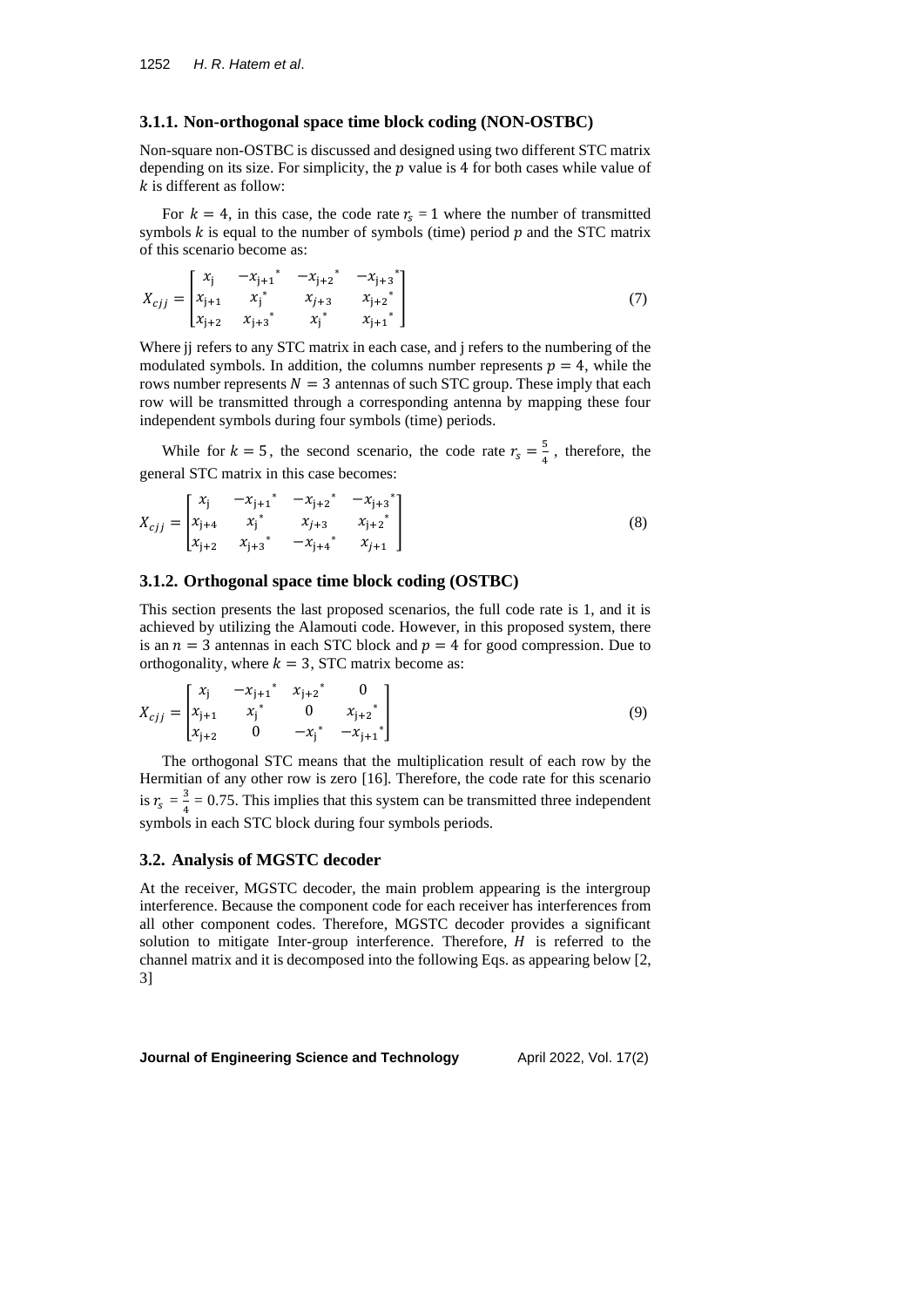### 3.1.1. Non-orthogonal space time block coding (NON-OSTBC)

Non-square non-OSTBC is discussed and designed using two different STC matrix depending on its size. For simplicity, the $p$ value is 4 for both cases while value of $k$ is different as follow:

For $k = 4$, in this case, the code rate $r_s = 1$ where the number of transmitted symbols $k$ is equal to the number of symbols (time) period $p$ and the STC matrix of this scenario become as:

$$X_{cjj} = \begin{bmatrix} x_{\mathrm{j}} & -x_{\mathrm{j}+1}^{*} & -x_{\mathrm{j}+2}^{*} & -x_{\mathrm{j}+3}^{*} \\ x_{\mathrm{j}+1} & x_{\mathrm{j}}^{*} & x_{j+3} & x_{\mathrm{j}+2}^{*} \\ x_{\mathrm{j}+2} & x_{\mathrm{j}+3}^{*} & x_{\mathrm{j}}^{*} & x_{\mathrm{j}+1}^{*} \end{bmatrix} \tag{7}$$

Where jj refers to any STC matrix in each case, and j refers to the numbering of the modulated symbols. In addition, the columns number represents $p = 4$, while the rows number represents $N = 3$ antennas of such STC group. These imply that each row will be transmitted through a corresponding antenna by mapping these four independent symbols during four symbols (time) periods.

While for $k = 5$, the second scenario, the code rate $r_s = \frac{5}{4}$, therefore, the general STC matrix in this case becomes:

$$X_{cjj} = \begin{bmatrix} x_{\mathrm{j}} & -x_{\mathrm{j}+1}^{*} & -x_{\mathrm{j}+2}^{*} & -x_{\mathrm{j}+3}^{*} \\ x_{\mathrm{j}+4} & x_{\mathrm{j}}^{*} & x_{j+3} & x_{\mathrm{j}+2}^{*} \\ x_{\mathrm{j}+2} & x_{\mathrm{j}+3}^{*} & -x_{\mathrm{j}+4}^{*} & x_{j+1} \end{bmatrix} \tag{8}$$

### 3.1.2. Orthogonal space time block coding (OSTBC)

This section presents the last proposed scenarios, the full code rate is 1, and it is achieved by utilizing the Alamouti code. However, in this proposed system, there is an $n = 3$ antennas in each STC block and $p = 4$ for good compression. Due to orthogonality, where $k = 3$, STC matrix become as:

$$X_{cjj} = \begin{bmatrix} x_{\mathrm{j}} & -x_{\mathrm{j}+1}^{*} & x_{\mathrm{j}+2}^{*} & 0 \\ x_{\mathrm{j}+1} & x_{\mathrm{j}}^{*} & 0 & x_{\mathrm{j}+2}^{*} \\ x_{\mathrm{j}+2} & 0 & -x_{\mathrm{j}}^{*} & -x_{\mathrm{j}+1}^{*} \end{bmatrix} \tag{9}$$

The orthogonal STC means that the multiplication result of each row by the Hermitian of any other row is zero [16]. Therefore, the code rate for this scenario is $r_s = \frac{3}{4} = 0.75$. This implies that this system can be transmitted three independent symbols in each STC block during four symbols periods.

## 3.2. Analysis of MGSTC decoder

At the receiver, MGSTC decoder, the main problem appearing is the intergroup interference. Because the component code for each receiver has interferences from all other component codes. Therefore, MGSTC decoder provides a significant solution to mitigate Inter-group interference. Therefore, $H$ is referred to the channel matrix and it is decomposed into the following Eqs. as appearing below [2, 3]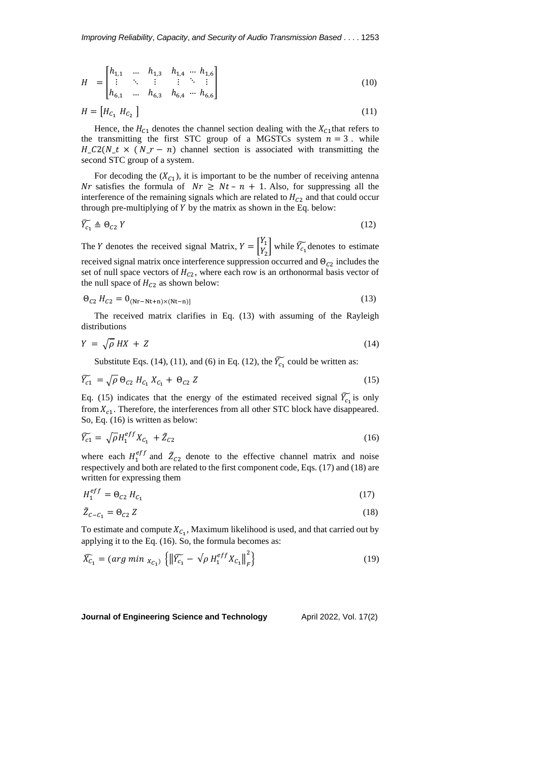$$H = \begin{bmatrix} h_{1,1} & \dots & h_{1,3} & h_{1,4} & \cdots & h_{1,6} \\ \vdots & \ddots & \vdots & \vdots & \ddots & \vdots \\ h_{6,1} & \dots & h_{6,3} & h_{6,4} & \cdots & h_{6,6} \end{bmatrix} \tag{10}$$

$$H = \begin{bmatrix} H_{C_1} & H_{C_2} \end{bmatrix} \tag{11}$$

Hence, the $H_{C1}$ denotes the channel section dealing with the $X_{C1}$ that refers to the transmitting the first STC group of a MGSTCs system $n = 3$ . while $H\_C2(N\_t \times (N\_r - n)$ channel section is associated with transmitting the second STC group of a system.

For decoding the $(X_{C1})$, it is important to be the number of receiving antenna $Nr$ satisfies the formula of $Nr \geq Nt - n + 1$. Also, for suppressing all the interference of the remaining signals which are related to $H_{C2}$ and that could occur through pre-multiplying of $Y$ by the matrix as shown in the Eq. below:

$$\widetilde{Y_{c_1}} \triangleq \Theta_{C2}\, Y \tag{12}$$

The $Y$ denotes the received signal Matrix, $Y = \begin{bmatrix} Y_1 \\ Y_2 \end{bmatrix}$ while $\widetilde{Y_{c_1}}$ denotes to estimate received signal matrix once interference suppression occurred and $\Theta_{C2}$ includes the set of null space vectors of $H_{C2}$, where each row is an orthonormal basis vector of the null space of $H_{C2}$ as shown below:

$$\Theta_{C2}\, H_{C2} = 0_{(\mathrm{Nr-Nt+n})\times(\mathrm{Nt-n})]} \tag{13}$$

The received matrix clarifies in Eq. (13) with assuming of the Rayleigh distributions

$$Y = \sqrt{\rho}\, HX + Z \tag{14}$$

Substitute Eqs. (14), (11), and (6) in Eq. (12), the $\widetilde{Y_{c_1}}$ could be written as:

$$\widetilde{Y_{c1}} = \sqrt{\rho}\, \Theta_{C2}\, H_{C_1}\, X_{C_1} + \Theta_{C2}\, Z \tag{15}$$

Eq. (15) indicates that the energy of the estimated received signal $\widetilde{Y_{c_1}}$ is only from $X_{c1}$. Therefore, the interferences from all other STC block have disappeared. So, Eq. (16) is written as below:

$$\widetilde{Y_{c1}} = \sqrt{\rho} H_1^{eff} X_{C_1} + \tilde{Z}_{C2} \tag{16}$$

where each $H_1^{eff}$ and $\tilde{Z}_{C2}$ denote to the effective channel matrix and noise respectively and both are related to the first component code, Eqs. (17) and (18) are written for expressing them

$$H_1^{eff} = \Theta_{C2}\, H_{C_1} \tag{17}$$

$$\tilde{Z}_{C-C_1} = \Theta_{C2}\, Z \tag{18}$$

To estimate and compute $X_{C_1}$, Maximum likelihood is used, and that carried out by applying it to the Eq. (16). So, the formula becomes as:

$$\widehat{X_{C_1}} = (\arg\min_{X_{C_1}}) \left\{ \left\| \widetilde{Y_{c_1}} - \sqrt{\rho}\, H_1^{eff} X_{C_1} \right\|_F^2 \right\} \tag{19}$$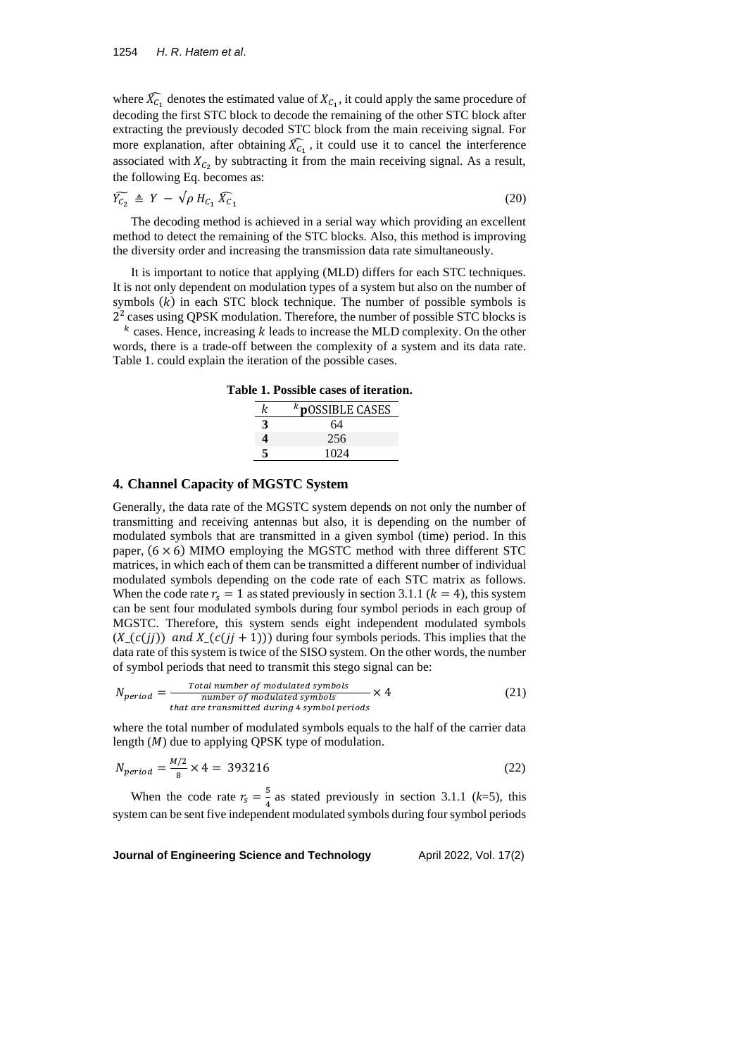where $\widehat{X_{C_1}}$ denotes the estimated value of $X_{C_1}$, it could apply the same procedure of decoding the first STC block to decode the remaining of the other STC block after extracting the previously decoded STC block from the main receiving signal. For more explanation, after obtaining $\widehat{X_{C_1}}$, it could use it to cancel the interference associated with $X_{C_2}$ by subtracting it from the main receiving signal. As a result, the following Eq. becomes as:

$$\widetilde{Y_{C_2}} \triangleq Y - \sqrt{\rho}\, H_{C_1} \widehat{X_{C_1}} \tag{20}$$

The decoding method is achieved in a serial way which providing an excellent method to detect the remaining of the STC blocks. Also, this method is improving the diversity order and increasing the transmission data rate simultaneously.

It is important to notice that applying (MLD) differs for each STC techniques. It is not only dependent on modulation types of a system but also on the number of symbols $(k)$ in each STC block technique. The number of possible symbols is $2^2$ cases using QPSK modulation. Therefore, the number of possible STC blocks is $^k$ cases. Hence, increasing $k$ leads to increase the MLD complexity. On the other words, there is a trade-off between the complexity of a system and its data rate. Table 1. could explain the iteration of the possible cases.

**Table 1. Possible cases of iteration.**

| $k$ | $^k$pOSSIBLE CASES |
|---|---|
| **3** | 64 |
| **4** | 256 |
| **5** | 1024 |

## 4. Channel Capacity of MGSTC System

Generally, the data rate of the MGSTC system depends on not only the number of transmitting and receiving antennas but also, it is depending on the number of modulated symbols that are transmitted in a given symbol (time) period. In this paper, $(6 \times 6)$ MIMO employing the MGSTC method with three different STC matrices, in which each of them can be transmitted a different number of individual modulated symbols depending on the code rate of each STC matrix as follows. When the code rate $r_s = 1$ as stated previously in section 3.1.1 ($k = 4$), this system can be sent four modulated symbols during four symbol periods in each group of MGSTC. Therefore, this system sends eight independent modulated symbols $(X\_(c(jj))\ \ and\ X\_(c(jj+1)))$ during four symbols periods. This implies that the data rate of this system is twice of the SISO system. On the other words, the number of symbol periods that need to transmit this stego signal can be:

$$N_{period} = \frac{Total\ number\ of\ modulated\ symbols}{\begin{array}{c}number\ of\ modulated\ symbols\\ that\ are\ transmitted\ during\ 4\ symbol\ periods\end{array}} \times 4 \tag{21}$$

where the total number of modulated symbols equals to the half of the carrier data length $(M)$ due to applying QPSK type of modulation.

$$N_{period} = \frac{M/2}{8} \times 4 = 393216 \tag{22}$$

When the code rate $r_s = \frac{5}{4}$ as stated previously in section 3.1.1 ($k$=5), this system can be sent five independent modulated symbols during four symbol periods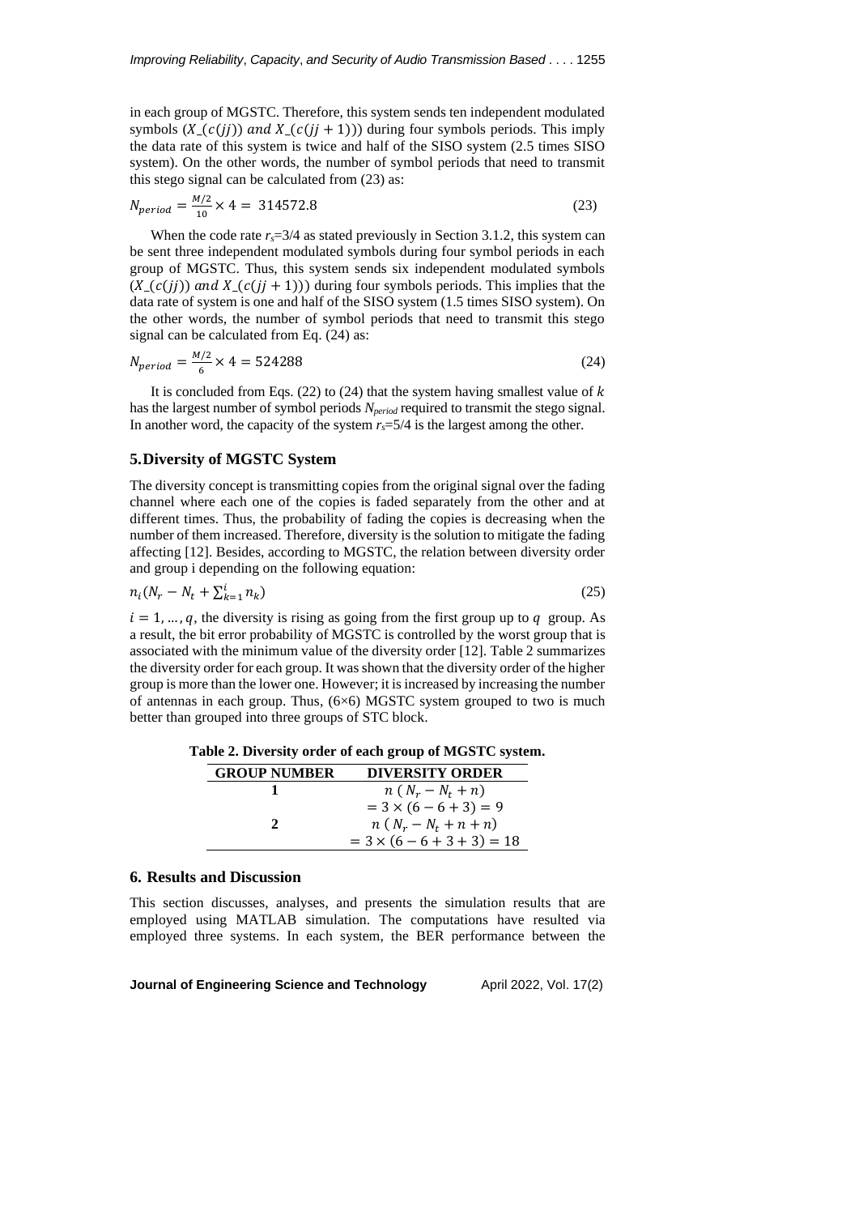in each group of MGSTC. Therefore, this system sends ten independent modulated symbols ($X\_(c(jj))$ *and* $X\_(c(jj+1))$) during four symbols periods. This imply the data rate of this system is twice and half of the SISO system (2.5 times SISO system). On the other words, the number of symbol periods that need to transmit this stego signal can be calculated from (23) as:

$$N_{period} = \frac{M/2}{10} \times 4 = 314572.8 \tag{23}$$

When the code rate $r_s$=3/4 as stated previously in Section 3.1.2, this system can be sent three independent modulated symbols during four symbol periods in each group of MGSTC. Thus, this system sends six independent modulated symbols ($X\_(c(jj))$ *and* $X\_(c(jj+1))$) during four symbols periods. This implies that the data rate of system is one and half of the SISO system (1.5 times SISO system). On the other words, the number of symbol periods that need to transmit this stego signal can be calculated from Eq. (24) as:

$$N_{period} = \frac{M/2}{6} \times 4 = 524288 \tag{24}$$

It is concluded from Eqs. (22) to (24) that the system having smallest value of $k$ has the largest number of symbol periods $N_{period}$ required to transmit the stego signal. In another word, the capacity of the system $r_s$=5/4 is the largest among the other.

## 5. Diversity of MGSTC System

The diversity concept is transmitting copies from the original signal over the fading channel where each one of the copies is faded separately from the other and at different times. Thus, the probability of fading the copies is decreasing when the number of them increased. Therefore, diversity is the solution to mitigate the fading affecting [12]. Besides, according to MGSTC, the relation between diversity order and group i depending on the following equation:

$$n_i(N_r - N_t + \sum_{k=1}^{i} n_k) \tag{25}$$

$i = 1, \ldots, q$, the diversity is rising as going from the first group up to $q$ group. As a result, the bit error probability of MGSTC is controlled by the worst group that is associated with the minimum value of the diversity order [12]. Table 2 summarizes the diversity order for each group. It was shown that the diversity order of the higher group is more than the lower one. However; it is increased by increasing the number of antennas in each group. Thus, (6×6) MGSTC system grouped to two is much better than grouped into three groups of STC block.

**Table 2. Diversity order of each group of MGSTC system.**

| GROUP NUMBER | DIVERSITY ORDER |
|---|---|
| **1** | $n\,(N_r - N_t + n)$ $= 3 \times (6 - 6 + 3) = 9$ |
| **2** | $n\,(N_r - N_t + n + n)$ $= 3 \times (6 - 6 + 3 + 3) = 18$ |

## 6. Results and Discussion

This section discusses, analyses, and presents the simulation results that are employed using MATLAB simulation. The computations have resulted via employed three systems. In each system, the BER performance between the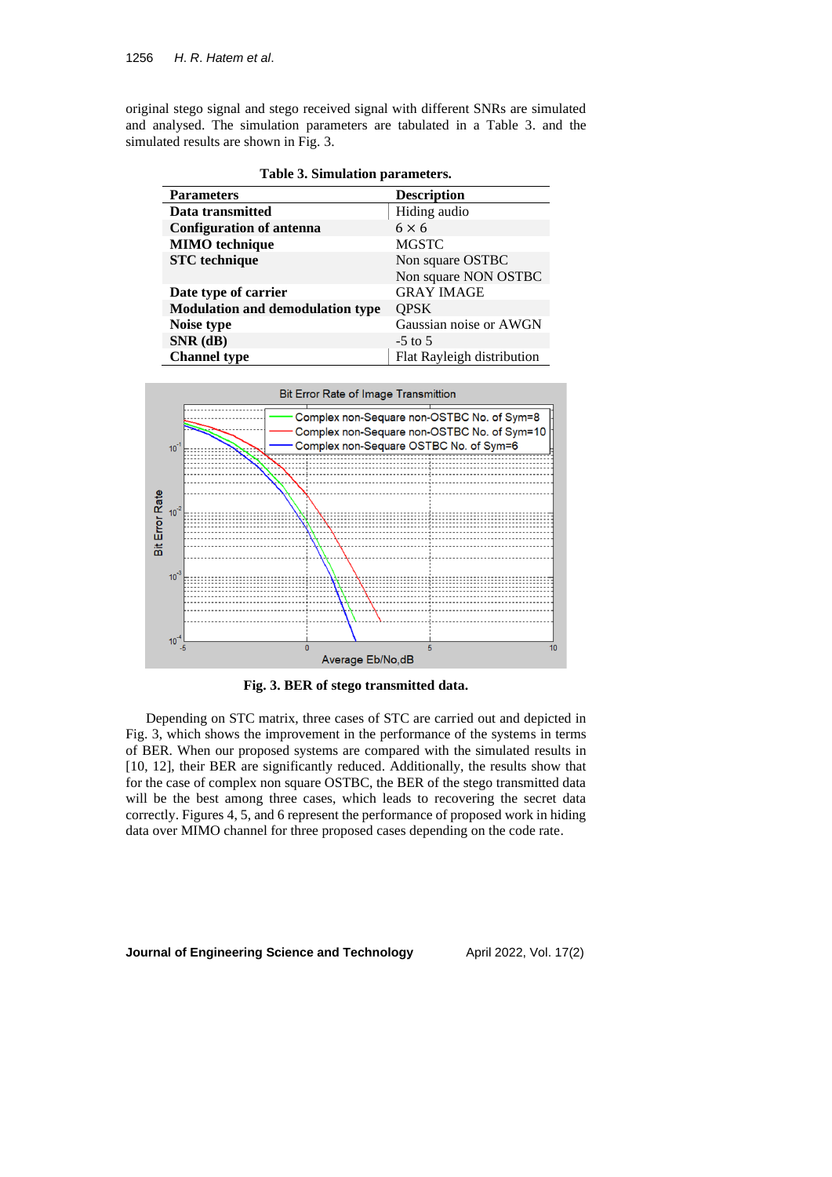original stego signal and stego received signal with different SNRs are simulated and analysed. The simulation parameters are tabulated in a Table 3. and the simulated results are shown in Fig. 3.

**Table 3. Simulation parameters.**

| Parameters | Description |
|---|---|
| **Data transmitted** | Hiding audio |
| **Configuration of antenna** | $6 \times 6$ |
| **MIMO technique** | MGSTC |
| **STC technique** | Non square OSTBC<br>Non square NON OSTBC |
| **Date type of carrier** | GRAY IMAGE |
| **Modulation and demodulation type** | QPSK |
| **Noise type** | Gaussian noise or AWGN |
| **SNR (dB)** | -5 to 5 |
| **Channel type** | Flat Rayleigh distribution |

Bit Error Rate of Image Transmittion

Complex non-Sequare non-OSTBC No. of Sym=8
Complex non-Sequare non-OSTBC No. of Sym=10
Complex non-Sequare OSTBC No. of Sym=6

Bit Error Rate

$10^{-1}$
$10^{-2}$
$10^{-3}$
$10^{-4}$

-5
0
5
10

Average Eb/No,dB

**Fig. 3. BER of stego transmitted data.**

Depending on STC matrix, three cases of STC are carried out and depicted in Fig. 3, which shows the improvement in the performance of the systems in terms of BER. When our proposed systems are compared with the simulated results in [10, 12], their BER are significantly reduced. Additionally, the results show that for the case of complex non square OSTBC, the BER of the stego transmitted data will be the best among three cases, which leads to recovering the secret data correctly. Figures 4, 5, and 6 represent the performance of proposed work in hiding data over MIMO channel for three proposed cases depending on the code rate.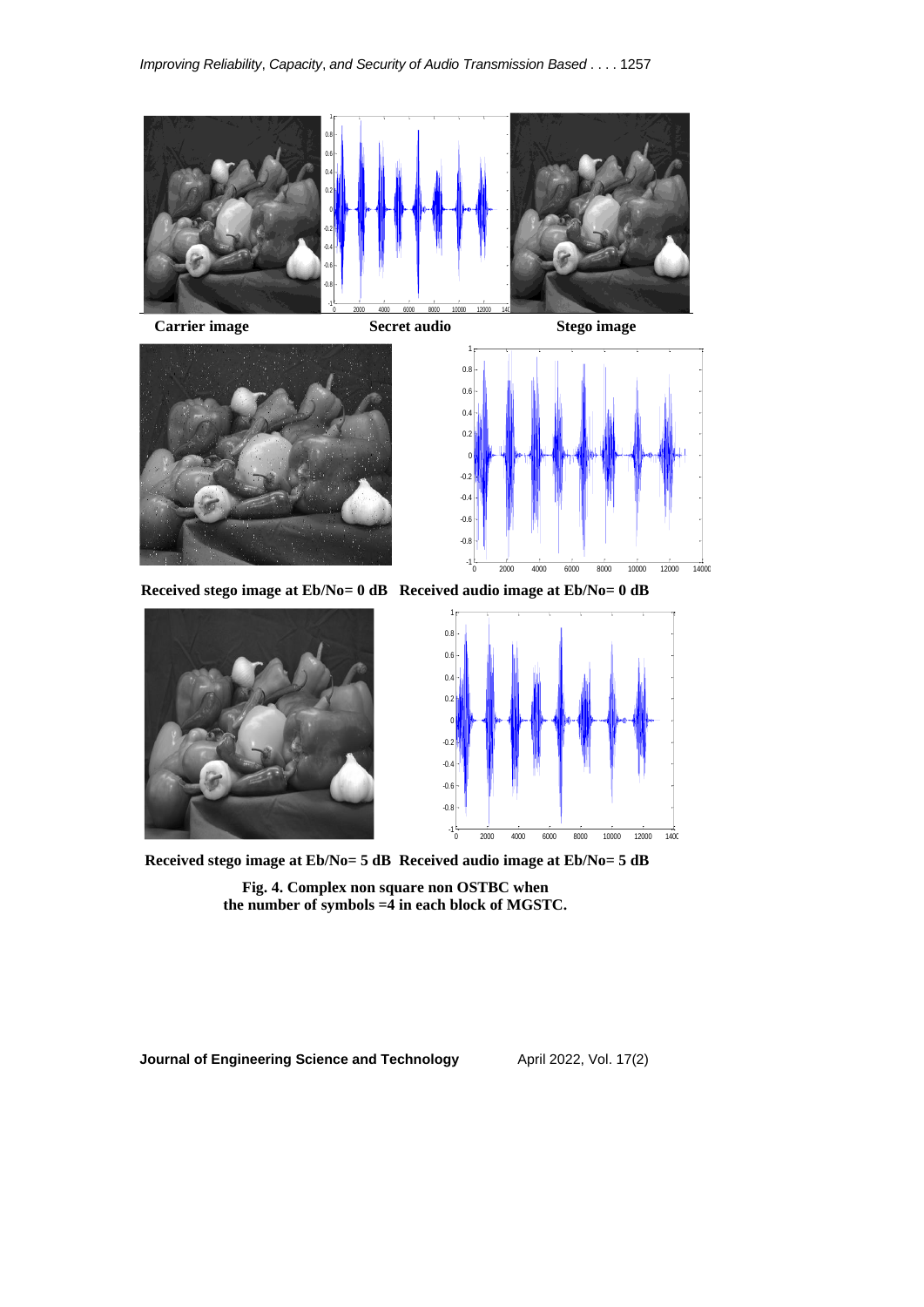Carrier image

Secret audio

Stego image

Received stego image at Eb/No= 0 dB

Received audio image at Eb/No= 0 dB

Received stego image at Eb/No= 5 dB

Received audio image at Eb/No= 5 dB

**Fig. 4. Complex non square non OSTBC when the number of symbols =4 in each block of MGSTC.**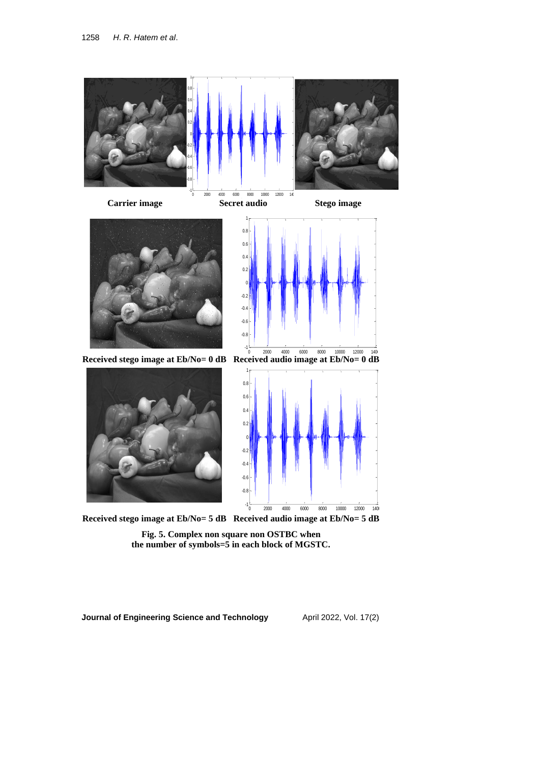Carrier image

Secret audio

Stego image

Received stego image at Eb/No= 0 dB

Received audio image at Eb/No= 0 dB

Received stego image at Eb/No= 5 dB

Received audio image at Eb/No= 5 dB

**Fig. 5. Complex non square non OSTBC when the number of symbols=5 in each block of MGSTC.**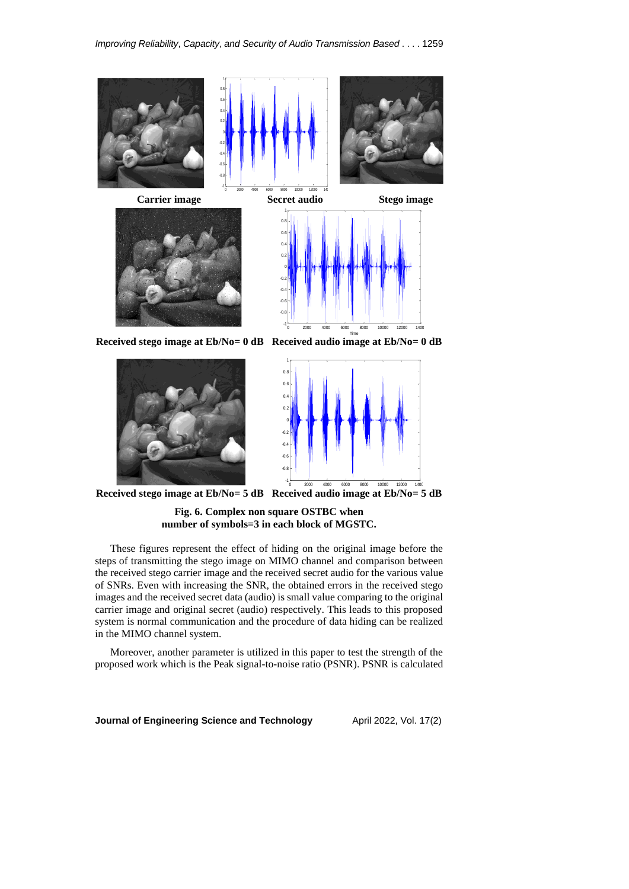Carrier image

Secret audio

Stego image

Received stego image at Eb/No= 0 dB

Received audio image at Eb/No= 0 dB

Received stego image at Eb/No= 5 dB

Received audio image at Eb/No= 5 dB

**Fig. 6. Complex non square OSTBC when number of symbols=3 in each block of MGSTC.**

These figures represent the effect of hiding on the original image before the steps of transmitting the stego image on MIMO channel and comparison between the received stego carrier image and the received secret audio for the various value of SNRs. Even with increasing the SNR, the obtained errors in the received stego images and the received secret data (audio) is small value comparing to the original carrier image and original secret (audio) respectively. This leads to this proposed system is normal communication and the procedure of data hiding can be realized in the MIMO channel system.

Moreover, another parameter is utilized in this paper to test the strength of the proposed work which is the Peak signal-to-noise ratio (PSNR). PSNR is calculated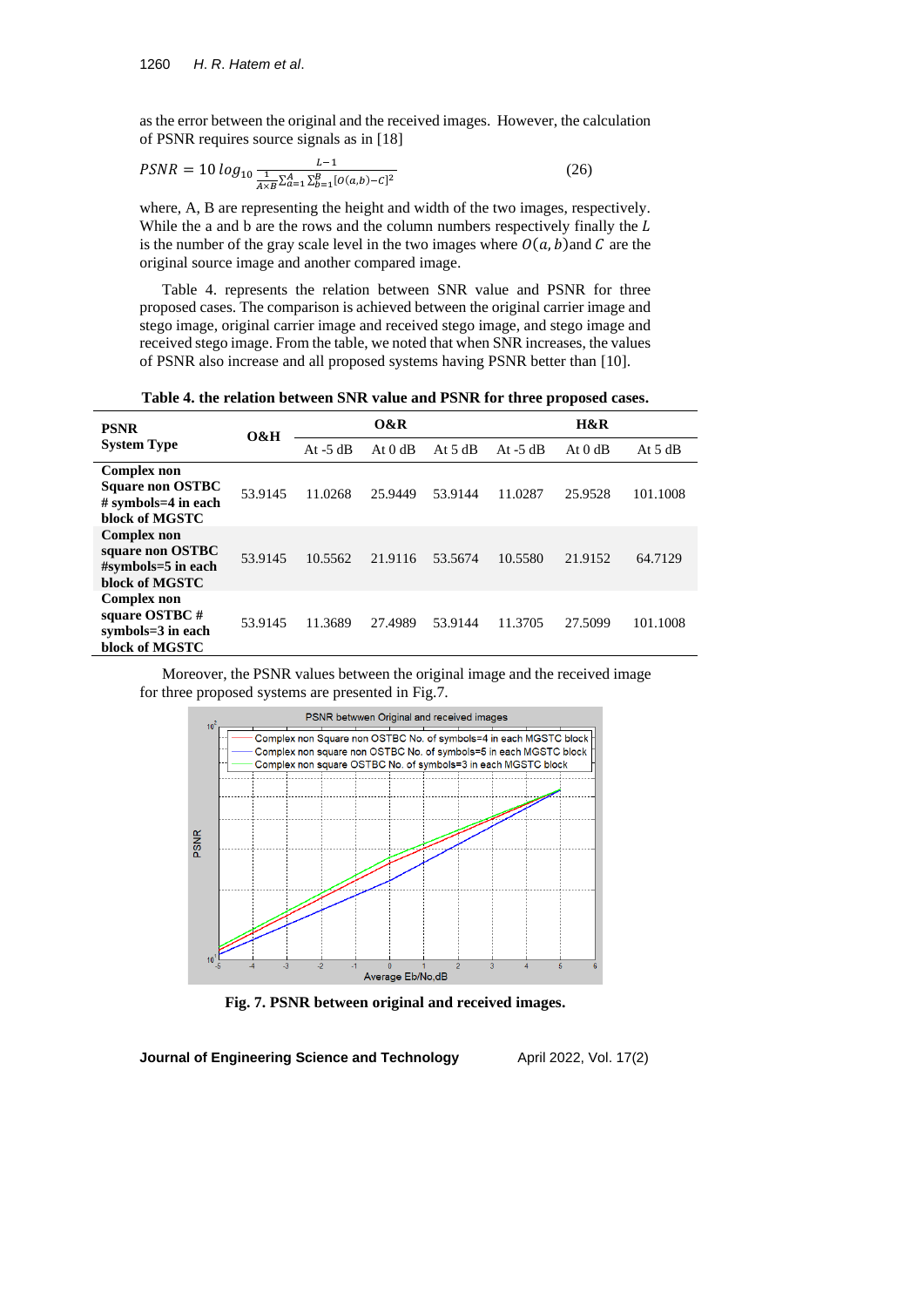as the error between the original and the received images. However, the calculation of PSNR requires source signals as in [18]

$$PSNR = 10\,log_{10}\,\frac{L-1}{\frac{1}{A\times B}\sum_{a=1}^{A}\sum_{b=1}^{B}[O(a,b)-C]^2} \tag{26}$$

where, A, B are representing the height and width of the two images, respectively. While the a and b are the rows and the column numbers respectively finally the $L$ is the number of the gray scale level in the two images where $O(a,b)$ and $C$ are the original source image and another compared image.

Table 4. represents the relation between SNR value and PSNR for three proposed cases. The comparison is achieved between the original carrier image and stego image, original carrier image and received stego image, and stego image and received stego image. From the table, we noted that when SNR increases, the values of PSNR also increase and all proposed systems having PSNR better than [10].

**Table 4. the relation between SNR value and PSNR for three proposed cases.**

| PSNR System Type | O&H | O&R | | | H&R | | |
|---|---|---|---|---|---|---|---|
| | | At -5 dB | At 0 dB | At 5 dB | At -5 dB | At 0 dB | At 5 dB |
| **Complex non Square non OSTBC # symbols=4 in each block of MGSTC** | 53.9145 | 11.0268 | 25.9449 | 53.9144 | 11.0287 | 25.9528 | 101.1008 |
| **Complex non square non OSTBC #symbols=5 in each block of MGSTC** | 53.9145 | 10.5562 | 21.9116 | 53.5674 | 10.5580 | 21.9152 | 64.7129 |
| **Complex non square OSTBC # symbols=3 in each block of MGSTC** | 53.9145 | 11.3689 | 27.4989 | 53.9144 | 11.3705 | 27.5099 | 101.1008 |

Moreover, the PSNR values between the original image and the received image for three proposed systems are presented in Fig.7.

PSNR betwwen Original and received images

Complex non Square non OSTBC No. of symbols=4 in each MGSTC block
Complex non square non OSTBC No. of symbols=5 in each MGSTC block
Complex non square OSTBC No. of symbols=3 in each MGSTC block

PSNR

Average Eb/No,dB

**Fig. 7. PSNR between original and received images.**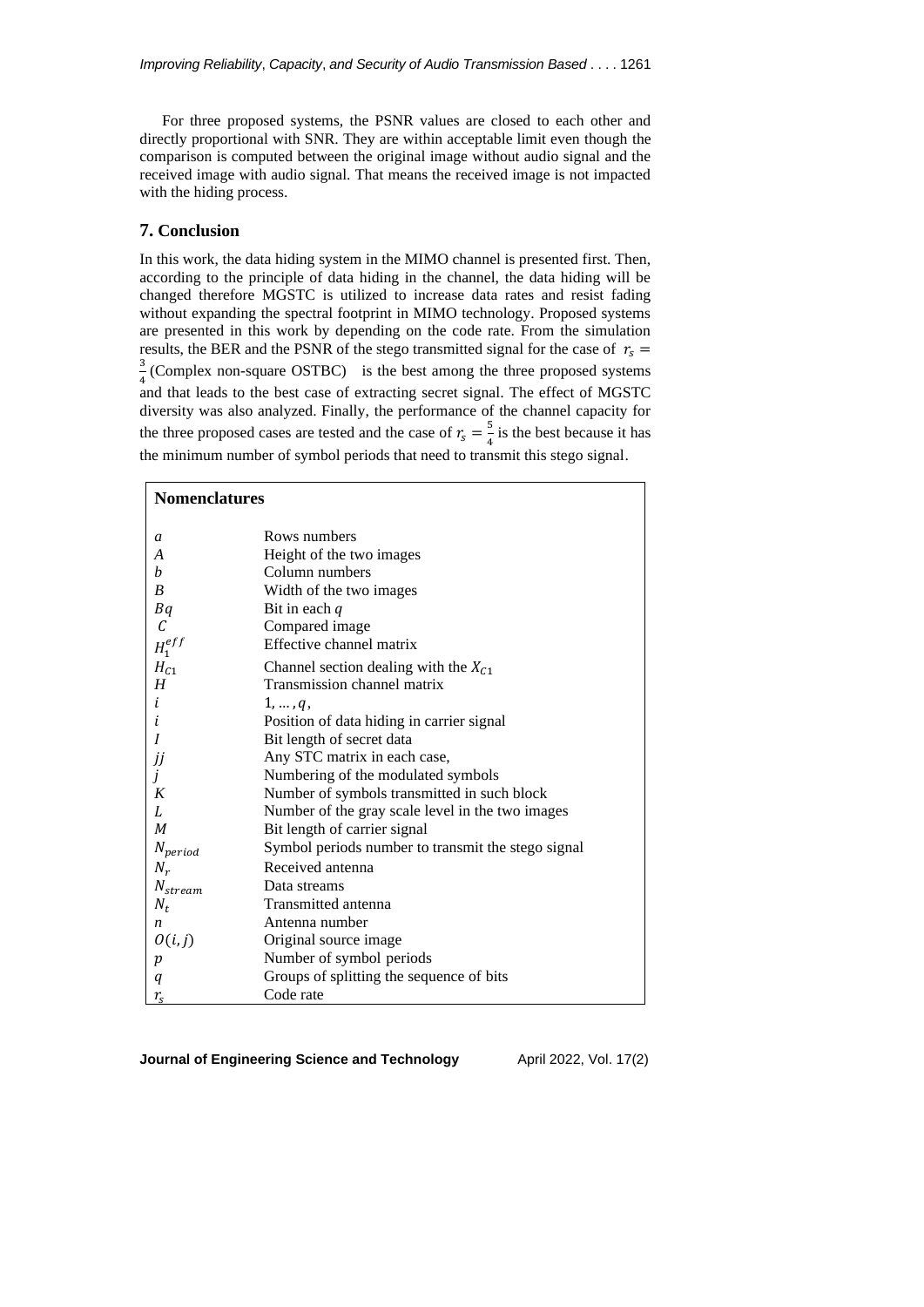For three proposed systems, the PSNR values are closed to each other and directly proportional with SNR. They are within acceptable limit even though the comparison is computed between the original image without audio signal and the received image with audio signal. That means the received image is not impacted with the hiding process.

## 7. Conclusion

In this work, the data hiding system in the MIMO channel is presented first. Then, according to the principle of data hiding in the channel, the data hiding will be changed therefore MGSTC is utilized to increase data rates and resist fading without expanding the spectral footprint in MIMO technology. Proposed systems are presented in this work by depending on the code rate. From the simulation results, the BER and the PSNR of the stego transmitted signal for the case of $r_s = \frac{3}{4}$ (Complex non-square OSTBC) is the best among the three proposed systems and that leads to the best case of extracting secret signal. The effect of MGSTC diversity was also analyzed. Finally, the performance of the channel capacity for the three proposed cases are tested and the case of $r_s = \frac{5}{4}$ is the best because it has the minimum number of symbol periods that need to transmit this stego signal.

**Nomenclatures**

| | |
|---|---|
| $a$ | Rows numbers |
| $A$ | Height of the two images |
| $b$ | Column numbers |
| $B$ | Width of the two images |
| $Bq$ | Bit in each $q$ |
| $C$ | Compared image |
| $H_1^{eff}$ | Effective channel matrix |
| $H_{C1}$ | Channel section dealing with the $X_{C1}$ |
| $H$ | Transmission channel matrix |
| $i$ | $1, \ldots, q$, |
| $i$ | Position of data hiding in carrier signal |
| $I$ | Bit length of secret data |
| $jj$ | Any STC matrix in each case, |
| $j$ | Numbering of the modulated symbols |
| $K$ | Number of symbols transmitted in such block |
| $L$ | Number of the gray scale level in the two images |
| $M$ | Bit length of carrier signal |
| $N_{period}$ | Symbol periods number to transmit the stego signal |
| $N_r$ | Received antenna |
| $N_{stream}$ | Data streams |
| $N_t$ | Transmitted antenna |
| $n$ | Antenna number |
| $O(i,j)$ | Original source image |
| $p$ | Number of symbol periods |
| $q$ | Groups of splitting the sequence of bits |
| $r_s$ | Code rate |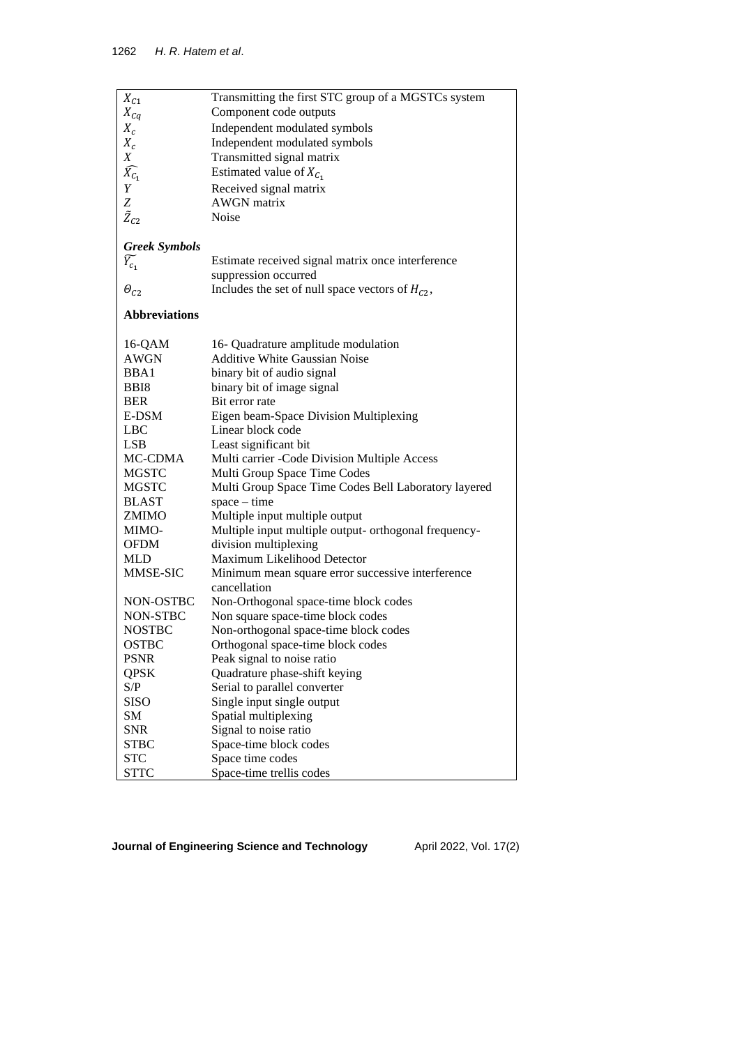| | |
|---|---|
| $X_{C1}$ | Transmitting the first STC group of a MGSTCs system |
| $X_{Cq}$ | Component code outputs |
| $X_c$ | Independent modulated symbols |
| $X_c$ | Independent modulated symbols |
| $X$ | Transmitted signal matrix |
| $\widehat{X_{C_1}}$ | Estimated value of $X_{C_1}$ |
| $Y$ | Received signal matrix |
| $Z$ | AWGN matrix |
| $\tilde{Z}_{C2}$ | Noise |
| | |
| ***Greek Symbols*** | |
| $\widehat{Y_{c_1}}$ | Estimate received signal matrix once interference suppression occurred |
| $\Theta_{C2}$ | Includes the set of null space vectors of $H_{C2}$, |
| | |
| **Abbreviations** | |
| | |
| 16-QAM | 16- Quadrature amplitude modulation |
| AWGN | Additive White Gaussian Noise |
| BBA1 | binary bit of audio signal |
| BBI8 | binary bit of image signal |
| BER | Bit error rate |
| E-DSM | Eigen beam-Space Division Multiplexing |
| LBC | Linear block code |
| LSB | Least significant bit |
| MC-CDMA | Multi carrier -Code Division Multiple Access |
| MGSTC | Multi Group Space Time Codes |
| MGSTC | Multi Group Space Time Codes Bell Laboratory layered |
| BLAST | space – time |
| ZMIMO | Multiple input multiple output |
| MIMO- | Multiple input multiple output- orthogonal frequency- |
| OFDM | division multiplexing |
| MLD | Maximum Likelihood Detector |
| MMSE-SIC | Minimum mean square error successive interference cancellation |
| NON-OSTBC | Non-Orthogonal space-time block codes |
| NON-STBC | Non square space-time block codes |
| NOSTBC | Non-orthogonal space-time block codes |
| OSTBC | Orthogonal space-time block codes |
| PSNR | Peak signal to noise ratio |
| QPSK | Quadrature phase-shift keying |
| S/P | Serial to parallel converter |
| SISO | Single input single output |
| SM | Spatial multiplexing |
| SNR | Signal to noise ratio |
| STBC | Space-time block codes |
| STC | Space time codes |
| STTC | Space-time trellis codes |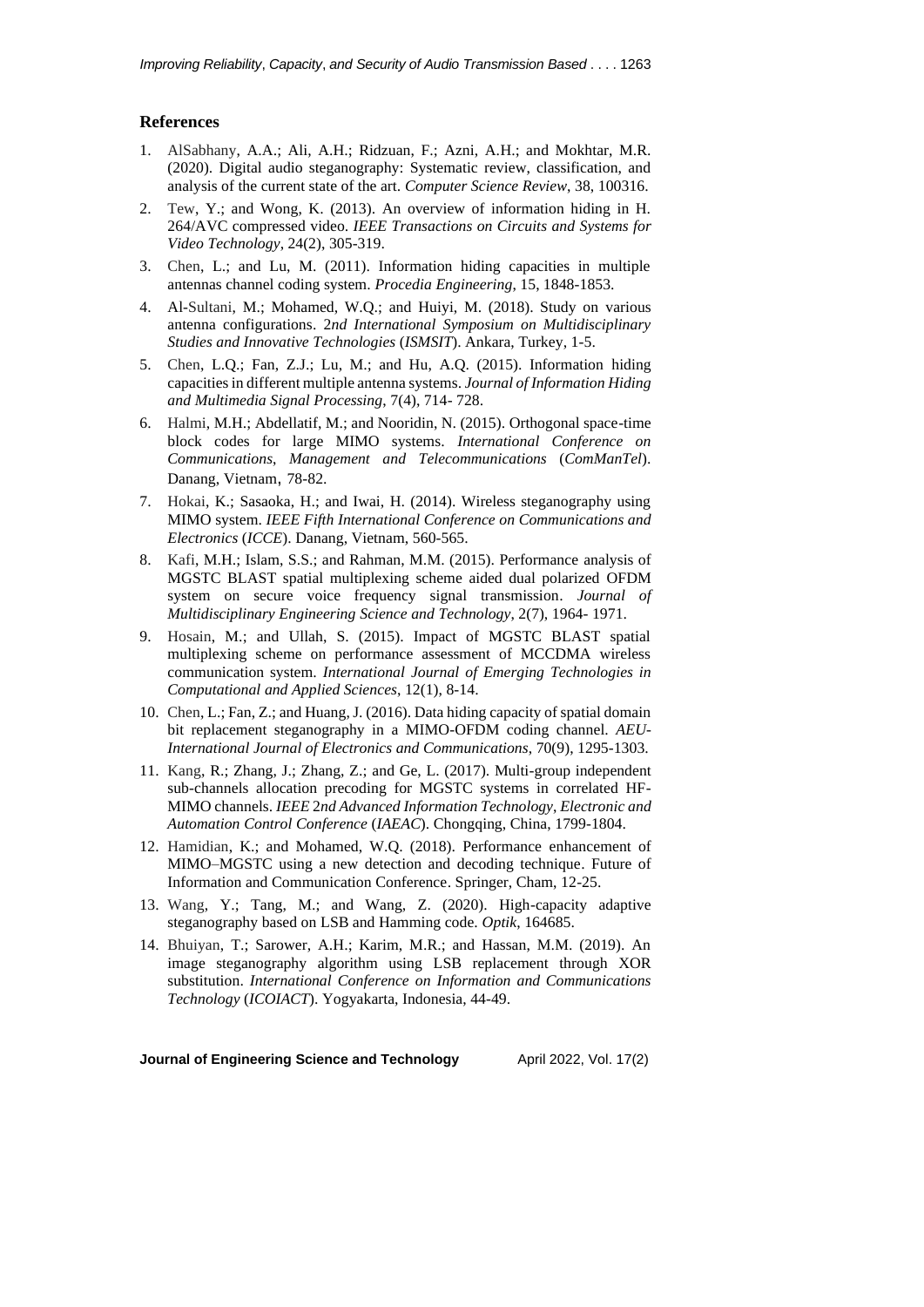## References

1. AlSabhany, A.A.; Ali, A.H.; Ridzuan, F.; Azni, A.H.; and Mokhtar, M.R. (2020). Digital audio steganography: Systematic review, classification, and analysis of the current state of the art. *Computer Science Review*, 38, 100316.
2. Tew, Y.; and Wong, K. (2013). An overview of information hiding in H. 264/AVC compressed video. *IEEE Transactions on Circuits and Systems for Video Technology*, 24(2), 305-319.
3. Chen, L.; and Lu, M. (2011). Information hiding capacities in multiple antennas channel coding system. *Procedia Engineering*, 15, 1848-1853.
4. Al-Sultani, M.; Mohamed, W.Q.; and Huiyi, M. (2018). Study on various antenna configurations. 2*nd International Symposium on Multidisciplinary Studies and Innovative Technologies* (*ISMSIT*). Ankara, Turkey, 1-5.
5. Chen, L.Q.; Fan, Z.J.; Lu, M.; and Hu, A.Q. (2015). Information hiding capacities in different multiple antenna systems. *Journal of Information Hiding and Multimedia Signal Processing*, 7(4), 714- 728.
6. Halmi, M.H.; Abdellatif, M.; and Nooridin, N. (2015). Orthogonal space-time block codes for large MIMO systems. *International Conference on Communications*, *Management and Telecommunications* (*ComManTel*). Danang, Vietnam, 78-82.
7. Hokai, K.; Sasaoka, H.; and Iwai, H. (2014). Wireless steganography using MIMO system. *IEEE Fifth International Conference on Communications and Electronics* (*ICCE*). Danang, Vietnam, 560-565.
8. Kafi, M.H.; Islam, S.S.; and Rahman, M.M. (2015). Performance analysis of MGSTC BLAST spatial multiplexing scheme aided dual polarized OFDM system on secure voice frequency signal transmission. *Journal of Multidisciplinary Engineering Science and Technology*, 2(7), 1964- 1971.
9. Hosain, M.; and Ullah, S. (2015). Impact of MGSTC BLAST spatial multiplexing scheme on performance assessment of MCCDMA wireless communication system. *International Journal of Emerging Technologies in Computational and Applied Sciences*, 12(1), 8-14.
10. Chen, L.; Fan, Z.; and Huang, J. (2016). Data hiding capacity of spatial domain bit replacement steganography in a MIMO-OFDM coding channel. *AEU-International Journal of Electronics and Communications*, 70(9), 1295-1303.
11. Kang, R.; Zhang, J.; Zhang, Z.; and Ge, L. (2017). Multi-group independent sub-channels allocation precoding for MGSTC systems in correlated HF-MIMO channels. *IEEE* 2*nd Advanced Information Technology*, *Electronic and Automation Control Conference* (*IAEAC*). Chongqing, China, 1799-1804.
12. Hamidian, K.; and Mohamed, W.Q. (2018). Performance enhancement of MIMO–MGSTC using a new detection and decoding technique. Future of Information and Communication Conference. Springer, Cham, 12-25.
13. Wang, Y.; Tang, M.; and Wang, Z. (2020). High-capacity adaptive steganography based on LSB and Hamming code. *Optik*, 164685.
14. Bhuiyan, T.; Sarower, A.H.; Karim, M.R.; and Hassan, M.M. (2019). An image steganography algorithm using LSB replacement through XOR substitution. *International Conference on Information and Communications Technology* (*ICOIACT*). Yogyakarta, Indonesia, 44-49.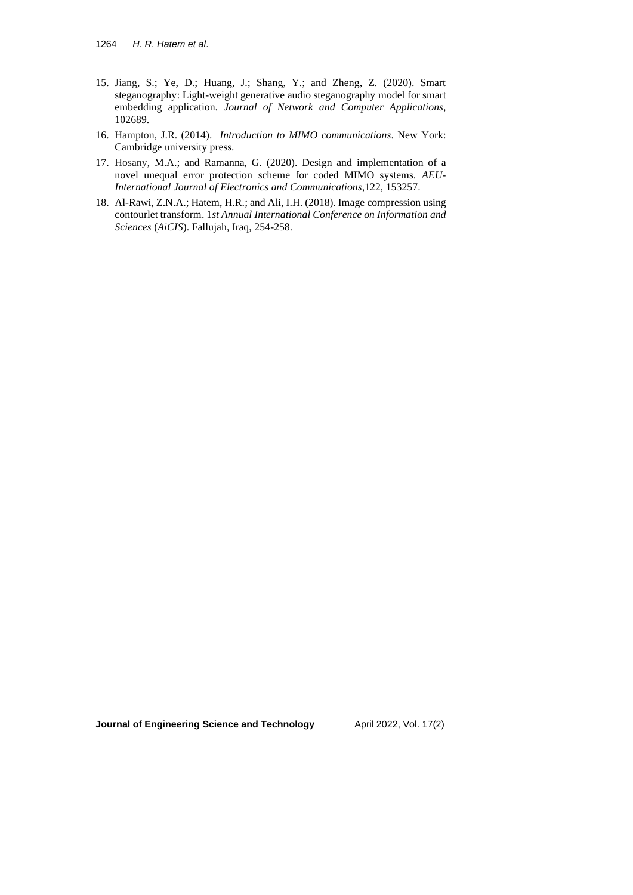15. Jiang, S.; Ye, D.; Huang, J.; Shang, Y.; and Zheng, Z. (2020). Smart steganography: Light-weight generative audio steganography model for smart embedding application. *Journal of Network and Computer Applications*, 102689.
16. Hampton, J.R. (2014). *Introduction to MIMO communications*. New York: Cambridge university press.
17. Hosany, M.A.; and Ramanna, G. (2020). Design and implementation of a novel unequal error protection scheme for coded MIMO systems. *AEU-International Journal of Electronics and Communications*,122, 153257.
18. Al-Rawi, Z.N.A.; Hatem, H.R.; and Ali, I.H. (2018). Image compression using contourlet transform. 1*st Annual International Conference on Information and Sciences* (*AiCIS*). Fallujah, Iraq, 254-258.